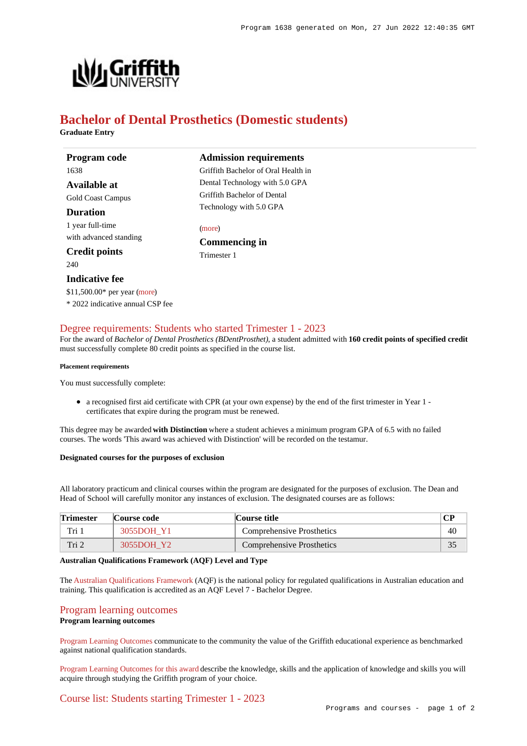# Bachelor of Dental Prosthetics (Domestic students)

**Graduate Entry**

### Program code
1638

### Available at
Gold Coast Campus

### Duration
1 year full-time
with advanced standing

### Credit points
240

### Indicative fee
$11,500.00* per year (more)
* 2022 indicative annual CSP fee

### Admission requirements
Griffith Bachelor of Oral Health in Dental Technology with 5.0 GPA
Griffith Bachelor of Dental Technology with 5.0 GPA

(more)

### Commencing in
Trimester 1

## Degree requirements: Students who started Trimester 1 - 2023

For the award of *Bachelor of Dental Prosthetics (BDentProsthet)*, a student admitted with **160 credit points of specified credit** must successfully complete 80 credit points as specified in the course list.

##### Placement requirements

You must successfully complete:

- a recognised first aid certificate with CPR (at your own expense) by the end of the first trimester in Year 1 - certificates that expire during the program must be renewed.

This degree may be awarded **with Distinction** where a student achieves a minimum program GPA of 6.5 with no failed courses. The words 'This award was achieved with Distinction' will be recorded on the testamur.

**Designated courses for the purposes of exclusion**

All laboratory practicum and clinical courses within the program are designated for the purposes of exclusion. The Dean and Head of School will carefully monitor any instances of exclusion. The designated courses are as follows:

| Trimester | Course code | Course title | CP |
|---|---|---|---|
| Tri 1 | 3055DOH_Y1 | Comprehensive Prosthetics | 40 |
| Tri 2 | 3055DOH_Y2 | Comprehensive Prosthetics | 35 |

**Australian Qualifications Framework (AQF) Level and Type**

The Australian Qualifications Framework (AQF) is the national policy for regulated qualifications in Australian education and training. This qualification is accredited as an AQF Level 7 - Bachelor Degree.

## Program learning outcomes

**Program learning outcomes**

Program Learning Outcomes communicate to the community the value of the Griffith educational experience as benchmarked against national qualification standards.

Program Learning Outcomes for this award describe the knowledge, skills and the application of knowledge and skills you will acquire through studying the Griffith program of your choice.

## Course list: Students starting Trimester 1 - 2023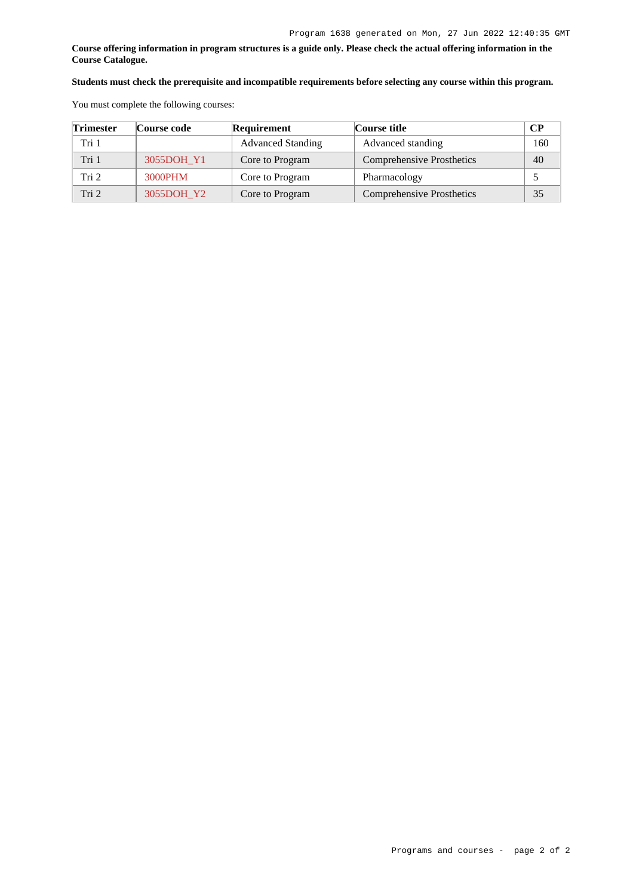**Course offering information in program structures is a guide only. Please check the actual offering information in the Course Catalogue.**

**Students must check the prerequisite and incompatible requirements before selecting any course within this program.**

You must complete the following courses:

| Trimester | Course code | Requirement | Course title | CP |
| --- | --- | --- | --- | --- |
| Tri 1 | | Advanced Standing | Advanced standing | 160 |
| Tri 1 | 3055DOH_Y1 | Core to Program | Comprehensive Prosthetics | 40 |
| Tri 2 | 3000PHM | Core to Program | Pharmacology | 5 |
| Tri 2 | 3055DOH_Y2 | Core to Program | Comprehensive Prosthetics | 35 |